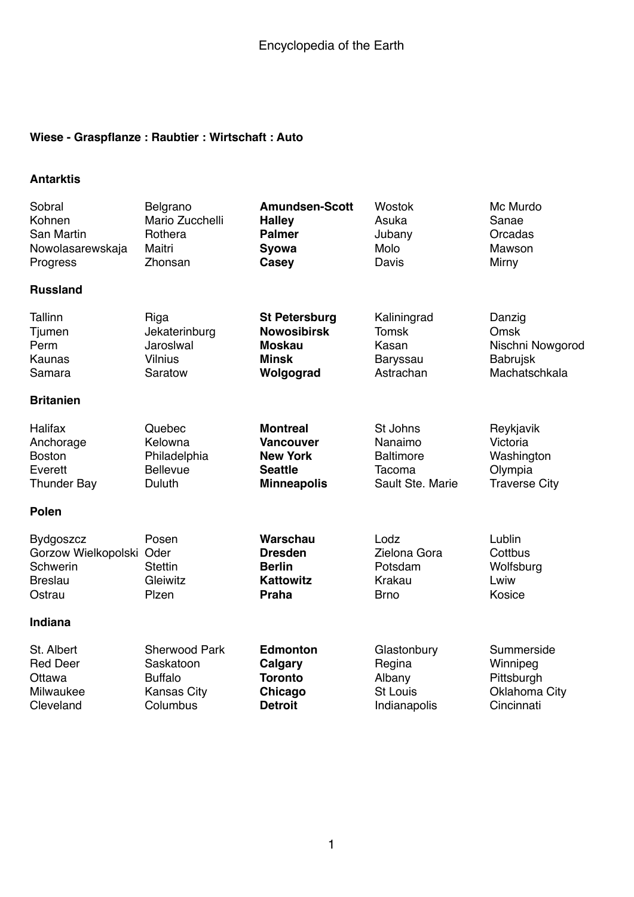# Encyclopedia of the Earth

**Wiese - Graspflanze : Raubtier : Wirtschaft : Auto**

**Antarktis**

| | | | | |
|---|---|---|---|---|
| Sobral | Belgrano | **Amundsen-Scott** | Wostok | Mc Murdo |
| Kohnen | Mario Zucchelli | **Halley** | Asuka | Sanae |
| San Martin | Rothera | **Palmer** | Jubany | Orcadas |
| Nowolasarewskaja | Maitri | **Syowa** | Molo | Mawson |
| Progress | Zhonsan | **Casey** | Davis | Mirny |

**Russland**

| | | | | |
|---|---|---|---|---|
| Tallinn | Riga | **St Petersburg** | Kaliningrad | Danzig |
| Tjumen | Jekaterinburg | **Nowosibirsk** | Tomsk | Omsk |
| Perm | Jaroslwal | **Moskau** | Kasan | Nischni Nowgorod |
| Kaunas | Vilnius | **Minsk** | Baryssau | Babrujsk |
| Samara | Saratow | **Wolgograd** | Astrachan | Machatschkala |

**Britanien**

| | | | | |
|---|---|---|---|---|
| Halifax | Quebec | **Montreal** | St Johns | Reykjavik |
| Anchorage | Kelowna | **Vancouver** | Nanaimo | Victoria |
| Boston | Philadelphia | **New York** | Baltimore | Washington |
| Everett | Bellevue | **Seattle** | Tacoma | Olympia |
| Thunder Bay | Duluth | **Minneapolis** | Sault Ste. Marie | Traverse City |

**Polen**

| | | | | |
|---|---|---|---|---|
| Bydgoszcz | Posen | **Warschau** | Lodz | Lublin |
| Gorzow Wielkopolski | Oder | **Dresden** | Zielona Gora | Cottbus |
| Schwerin | Stettin | **Berlin** | Potsdam | Wolfsburg |
| Breslau | Gleiwitz | **Kattowitz** | Krakau | Lwiw |
| Ostrau | Plzen | **Praha** | Brno | Kosice |

**Indiana**

| | | | | |
|---|---|---|---|---|
| St. Albert | Sherwood Park | **Edmonton** | Glastonbury | Summerside |
| Red Deer | Saskatoon | **Calgary** | Regina | Winnipeg |
| Ottawa | Buffalo | **Toronto** | Albany | Pittsburgh |
| Milwaukee | Kansas City | **Chicago** | St Louis | Oklahoma City |
| Cleveland | Columbus | **Detroit** | Indianapolis | Cincinnati |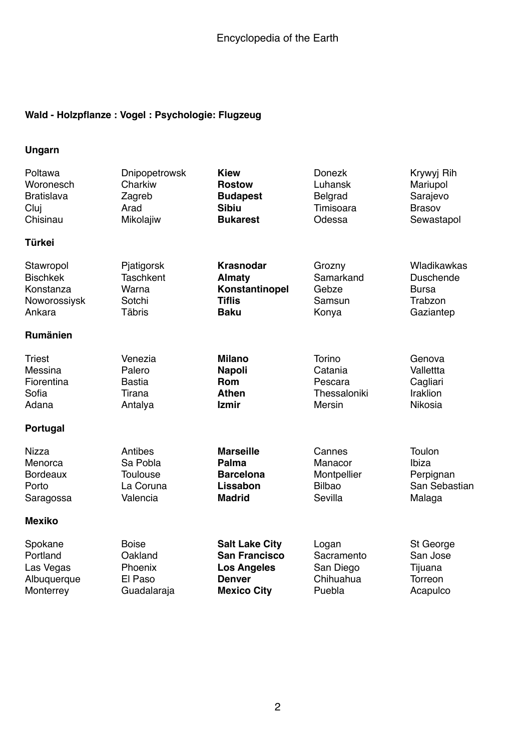**Wald - Holzpflanze : Vogel : Psychologie: Flugzeug**

**Ungarn**

| | | | | |
|---|---|---|---|---|
| Poltawa | Dnipopetrowsk | **Kiew** | Donezk | Krywyj Rih |
| Woronesch | Charkiw | **Rostow** | Luhansk | Mariupol |
| Bratislava | Zagreb | **Budapest** | Belgrad | Sarajevo |
| Cluj | Arad | **Sibiu** | Timisoara | Brasov |
| Chisinau | Mikolajiw | **Bukarest** | Odessa | Sewastapol |

**Türkei**

| | | | | |
|---|---|---|---|---|
| Stawropol | Pjatigorsk | **Krasnodar** | Grozny | Wladikawkas |
| Bischkek | Taschkent | **Almaty** | Samarkand | Duschende |
| Konstanza | Warna | **Konstantinopel** | Gebze | Bursa |
| Noworossiysk | Sotchi | **Tiflis** | Samsun | Trabzon |
| Ankara | Täbris | **Baku** | Konya | Gaziantep |

**Rumänien**

| | | | | |
|---|---|---|---|---|
| Triest | Venezia | **Milano** | Torino | Genova |
| Messina | Palero | **Napoli** | Catania | Valletta |
| Fiorentina | Bastia | **Rom** | Pescara | Cagliari |
| Sofia | Tirana | **Athen** | Thessaloniki | Iraklion |
| Adana | Antalya | **Izmir** | Mersin | Nikosia |

**Portugal**

| | | | | |
|---|---|---|---|---|
| Nizza | Antibes | **Marseille** | Cannes | Toulon |
| Menorca | Sa Pobla | **Palma** | Manacor | Ibiza |
| Bordeaux | Toulouse | **Barcelona** | Montpellier | Perpignan |
| Porto | La Coruna | **Lissabon** | Bilbao | San Sebastian |
| Saragossa | Valencia | **Madrid** | Sevilla | Malaga |

**Mexiko**

| | | | | |
|---|---|---|---|---|
| Spokane | Boise | **Salt Lake City** | Logan | St George |
| Portland | Oakland | **San Francisco** | Sacramento | San Jose |
| Las Vegas | Phoenix | **Los Angeles** | San Diego | Tijuana |
| Albuquerque | El Paso | **Denver** | Chihuahua | Torreon |
| Monterrey | Guadalaraja | **Mexico City** | Puebla | Acapulco |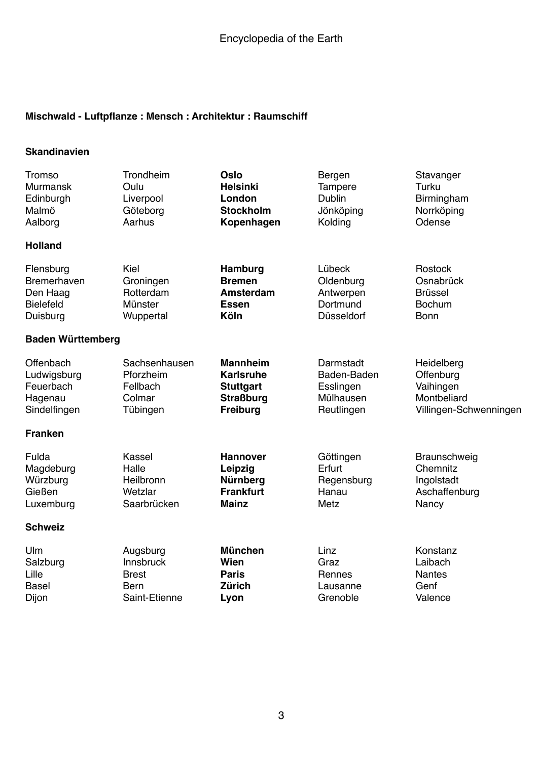**Mischwald - Luftpflanze : Mensch : Architektur : Raumschiff**

**Skandinavien**

| | | | | |
|---|---|---|---|---|
| Tromso | Trondheim | **Oslo** | Bergen | Stavanger |
| Murmansk | Oulu | **Helsinki** | Tampere | Turku |
| Edinburgh | Liverpool | **London** | Dublin | Birmingham |
| Malmö | Göteborg | **Stockholm** | Jönköping | Norrköping |
| Aalborg | Aarhus | **Kopenhagen** | Kolding | Odense |

**Holland**

| | | | | |
|---|---|---|---|---|
| Flensburg | Kiel | **Hamburg** | Lübeck | Rostock |
| Bremerhaven | Groningen | **Bremen** | Oldenburg | Osnabrück |
| Den Haag | Rotterdam | **Amsterdam** | Antwerpen | Brüssel |
| Bielefeld | Münster | **Essen** | Dortmund | Bochum |
| Duisburg | Wuppertal | **Köln** | Düsseldorf | Bonn |

**Baden Württemberg**

| | | | | |
|---|---|---|---|---|
| Offenbach | Sachsenhausen | **Mannheim** | Darmstadt | Heidelberg |
| Ludwigsburg | Pforzheim | **Karlsruhe** | Baden-Baden | Offenburg |
| Feuerbach | Fellbach | **Stuttgart** | Esslingen | Vaihingen |
| Hagenau | Colmar | **Straßburg** | Mülhausen | Montbeliard |
| Sindelfingen | Tübingen | **Freiburg** | Reutlingen | Villingen-Schwenningen |

**Franken**

| | | | | |
|---|---|---|---|---|
| Fulda | Kassel | **Hannover** | Göttingen | Braunschweig |
| Magdeburg | Halle | **Leipzig** | Erfurt | Chemnitz |
| Würzburg | Heilbronn | **Nürnberg** | Regensburg | Ingolstadt |
| Gießen | Wetzlar | **Frankfurt** | Hanau | Aschaffenburg |
| Luxemburg | Saarbrücken | **Mainz** | Metz | Nancy |

**Schweiz**

| | | | | |
|---|---|---|---|---|
| Ulm | Augsburg | **München** | Linz | Konstanz |
| Salzburg | Innsbruck | **Wien** | Graz | Laibach |
| Lille | Brest | **Paris** | Rennes | Nantes |
| Basel | Bern | **Zürich** | Lausanne | Genf |
| Dijon | Saint-Etienne | **Lyon** | Grenoble | Valence |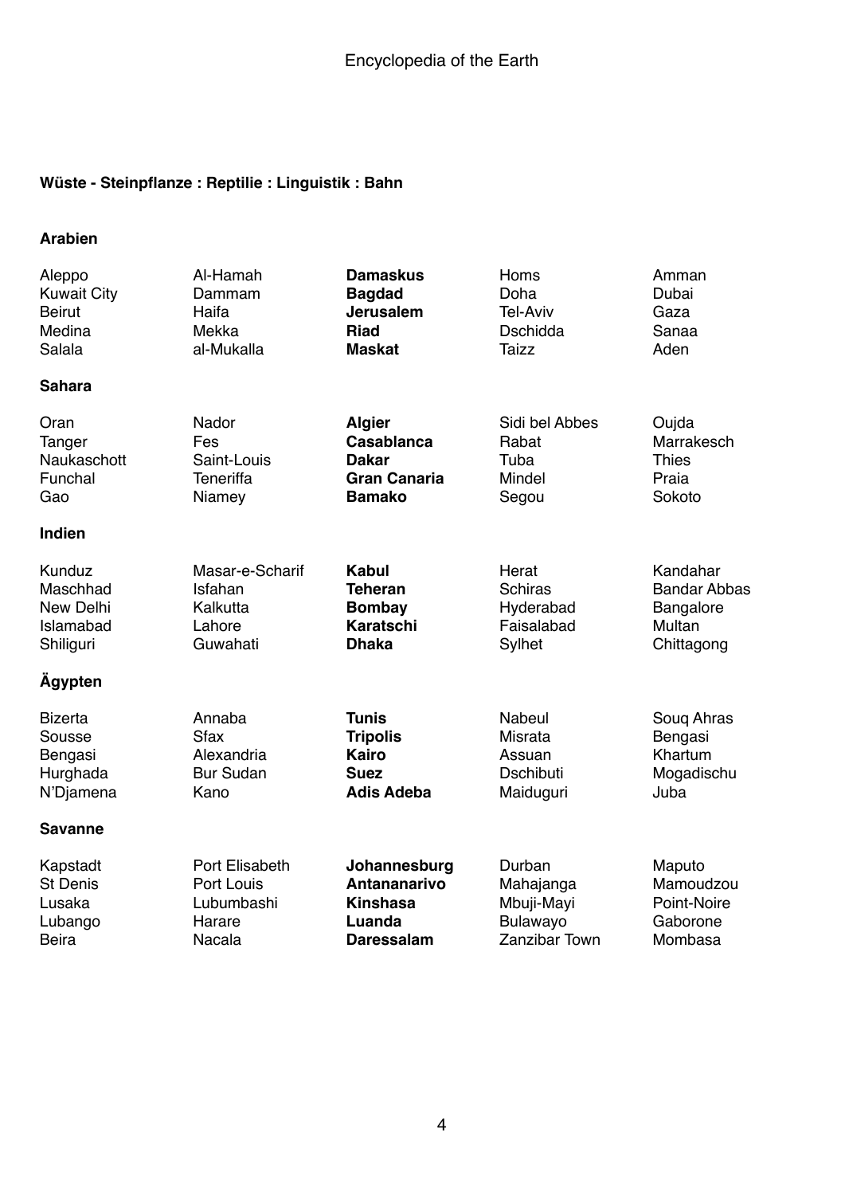**Wüste - Steinpflanze : Reptilie : Linguistik : Bahn**

**Arabien**

| | | | | |
|---|---|---|---|---|
| Aleppo | Al-Hamah | **Damaskus** | Homs | Amman |
| Kuwait City | Dammam | **Bagdad** | Doha | Dubai |
| Beirut | Haifa | **Jerusalem** | Tel-Aviv | Gaza |
| Medina | Mekka | **Riad** | Dschidda | Sanaa |
| Salala | al-Mukalla | **Maskat** | Taizz | Aden |

**Sahara**

| | | | | |
|---|---|---|---|---|
| Oran | Nador | **Algier** | Sidi bel Abbes | Oujda |
| Tanger | Fes | **Casablanca** | Rabat | Marrakesch |
| Naukaschott | Saint-Louis | **Dakar** | Tuba | Thies |
| Funchal | Teneriffa | **Gran Canaria** | Mindel | Praia |
| Gao | Niamey | **Bamako** | Segou | Sokoto |

**Indien**

| | | | | |
|---|---|---|---|---|
| Kunduz | Masar-e-Scharif | **Kabul** | Herat | Kandahar |
| Maschhad | Isfahan | **Teheran** | Schiras | Bandar Abbas |
| New Delhi | Kalkutta | **Bombay** | Hyderabad | Bangalore |
| Islamabad | Lahore | **Karatschi** | Faisalabad | Multan |
| Shiliguri | Guwahati | **Dhaka** | Sylhet | Chittagong |

**Ägypten**

| | | | | |
|---|---|---|---|---|
| Bizerta | Annaba | **Tunis** | Nabeul | Souq Ahras |
| Sousse | Sfax | **Tripolis** | Misrata | Bengasi |
| Bengasi | Alexandria | **Kairo** | Assuan | Khartum |
| Hurghada | Bur Sudan | **Suez** | Dschibuti | Mogadischu |
| N'Djamena | Kano | **Adis Adeba** | Maiduguri | Juba |

**Savanne**

| | | | | |
|---|---|---|---|---|
| Kapstadt | Port Elisabeth | **Johannesburg** | Durban | Maputo |
| St Denis | Port Louis | **Antananarivo** | Mahajanga | Mamoudzou |
| Lusaka | Lubumbashi | **Kinshasa** | Mbuji-Mayi | Point-Noire |
| Lubango | Harare | **Luanda** | Bulawayo | Gaborone |
| Beira | Nacala | **Daressalam** | Zanzibar Town | Mombasa |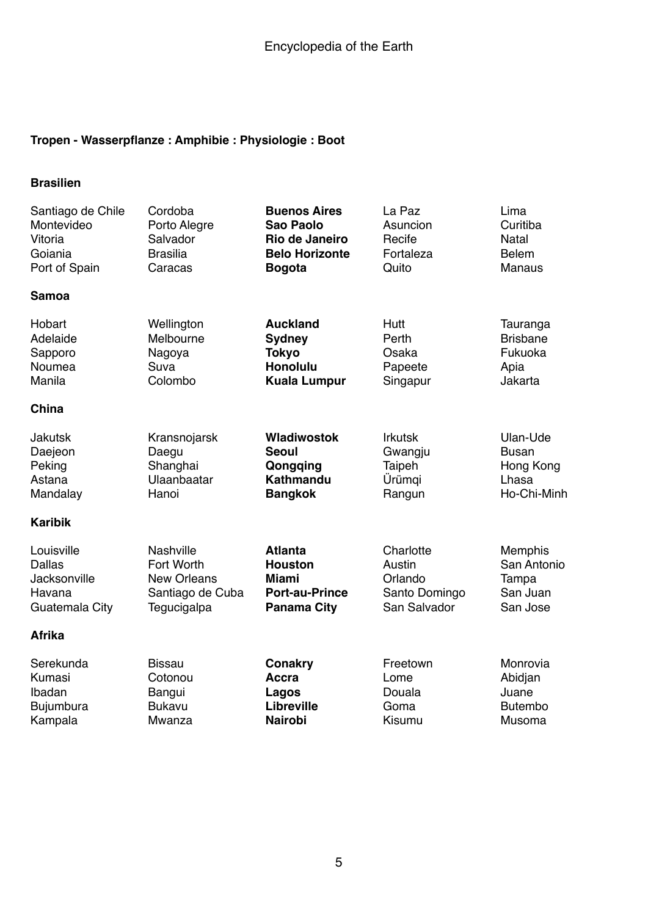Encyclopedia of the Earth

**Tropen - Wasserpflanze : Amphibie : Physiologie : Boot**

**Brasilien**

| | | | | |
|---|---|---|---|---|
| Santiago de Chile | Cordoba | **Buenos Aires** | La Paz | Lima |
| Montevideo | Porto Alegre | **Sao Paolo** | Asuncion | Curitiba |
| Vitoria | Salvador | **Rio de Janeiro** | Recife | Natal |
| Goiania | Brasilia | **Belo Horizonte** | Fortaleza | Belem |
| Port of Spain | Caracas | **Bogota** | Quito | Manaus |

**Samoa**

| | | | | |
|---|---|---|---|---|
| Hobart | Wellington | **Auckland** | Hutt | Tauranga |
| Adelaide | Melbourne | **Sydney** | Perth | Brisbane |
| Sapporo | Nagoya | **Tokyo** | Osaka | Fukuoka |
| Noumea | Suva | **Honolulu** | Papeete | Apia |
| Manila | Colombo | **Kuala Lumpur** | Singapur | Jakarta |

**China**

| | | | | |
|---|---|---|---|---|
| Jakutsk | Kransnojarsk | **Wladiwostok** | Irkutsk | Ulan-Ude |
| Daejeon | Daegu | **Seoul** | Gwangju | Busan |
| Peking | Shanghai | **Qongqing** | Taipeh | Hong Kong |
| Astana | Ulaanbaatar | **Kathmandu** | Ürümqi | Lhasa |
| Mandalay | Hanoi | **Bangkok** | Rangun | Ho-Chi-Minh |

**Karibik**

| | | | | |
|---|---|---|---|---|
| Louisville | Nashville | **Atlanta** | Charlotte | Memphis |
| Dallas | Fort Worth | **Houston** | Austin | San Antonio |
| Jacksonville | New Orleans | **Miami** | Orlando | Tampa |
| Havana | Santiago de Cuba | **Port-au-Prince** | Santo Domingo | San Juan |
| Guatemala City | Tegucigalpa | **Panama City** | San Salvador | San Jose |

**Afrika**

| | | | | |
|---|---|---|---|---|
| Serekunda | Bissau | **Conakry** | Freetown | Monrovia |
| Kumasi | Cotonou | **Accra** | Lome | Abidjan |
| Ibadan | Bangui | **Lagos** | Douala | Juane |
| Bujumbura | Bukavu | **Libreville** | Goma | Butembo |
| Kampala | Mwanza | **Nairobi** | Kisumu | Musoma |